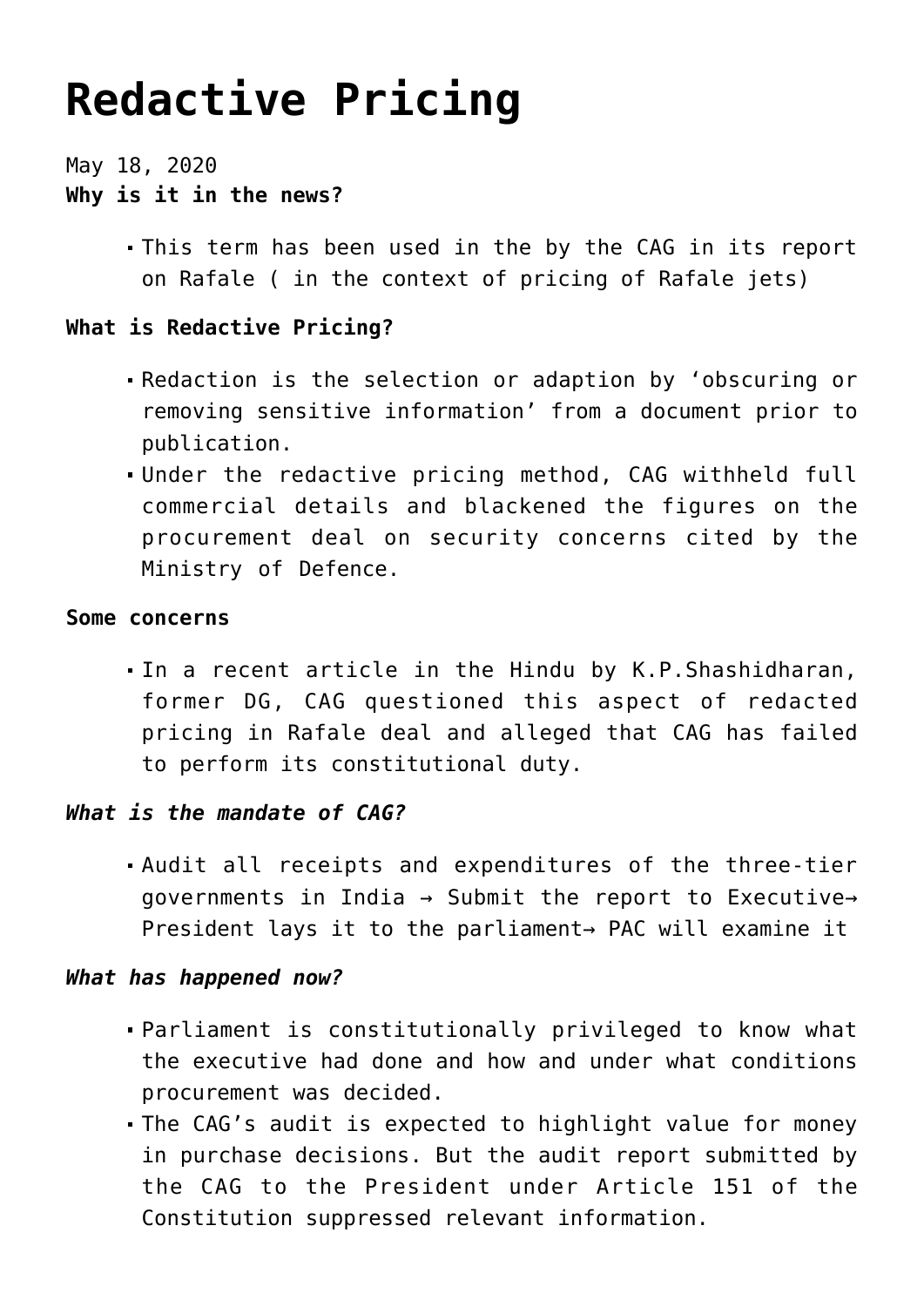# Redactive Pricing

May 18, 2020

**Why is it in the news?**

- This term has been used in the by the CAG in its report on Rafale ( in the context of pricing of Rafale jets)

**What is Redactive Pricing?**

- Redaction is the selection or adaption by 'obscuring or removing sensitive information' from a document prior to publication.
- Under the redactive pricing method, CAG withheld full commercial details and blackened the figures on the procurement deal on security concerns cited by the Ministry of Defence.

**Some concerns**

- In a recent article in the Hindu by K.P.Shashidharan, former DG, CAG questioned this aspect of redacted pricing in Rafale deal and alleged that CAG has failed to perform its constitutional duty.

***What is the mandate of CAG?***

- Audit all receipts and expenditures of the three-tier governments in India → Submit the report to Executive→ President lays it to the parliament→ PAC will examine it

***What has happened now?***

- Parliament is constitutionally privileged to know what the executive had done and how and under what conditions procurement was decided.
- The CAG's audit is expected to highlight value for money in purchase decisions. But the audit report submitted by the CAG to the President under Article 151 of the Constitution suppressed relevant information.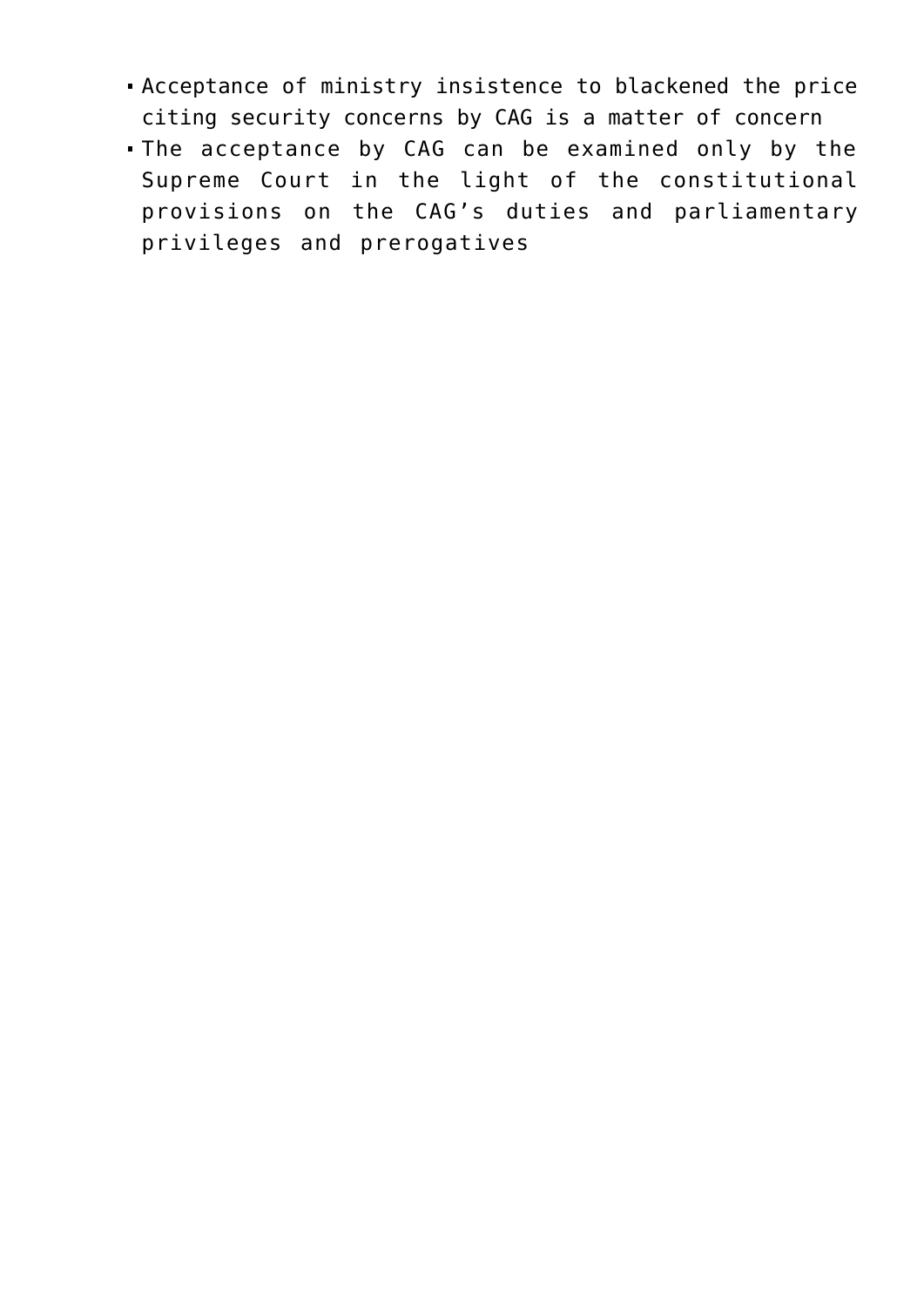- Acceptance of ministry insistence to blackened the price citing security concerns by CAG is a matter of concern
- The acceptance by CAG can be examined only by the Supreme Court in the light of the constitutional provisions on the CAG's duties and parliamentary privileges and prerogatives